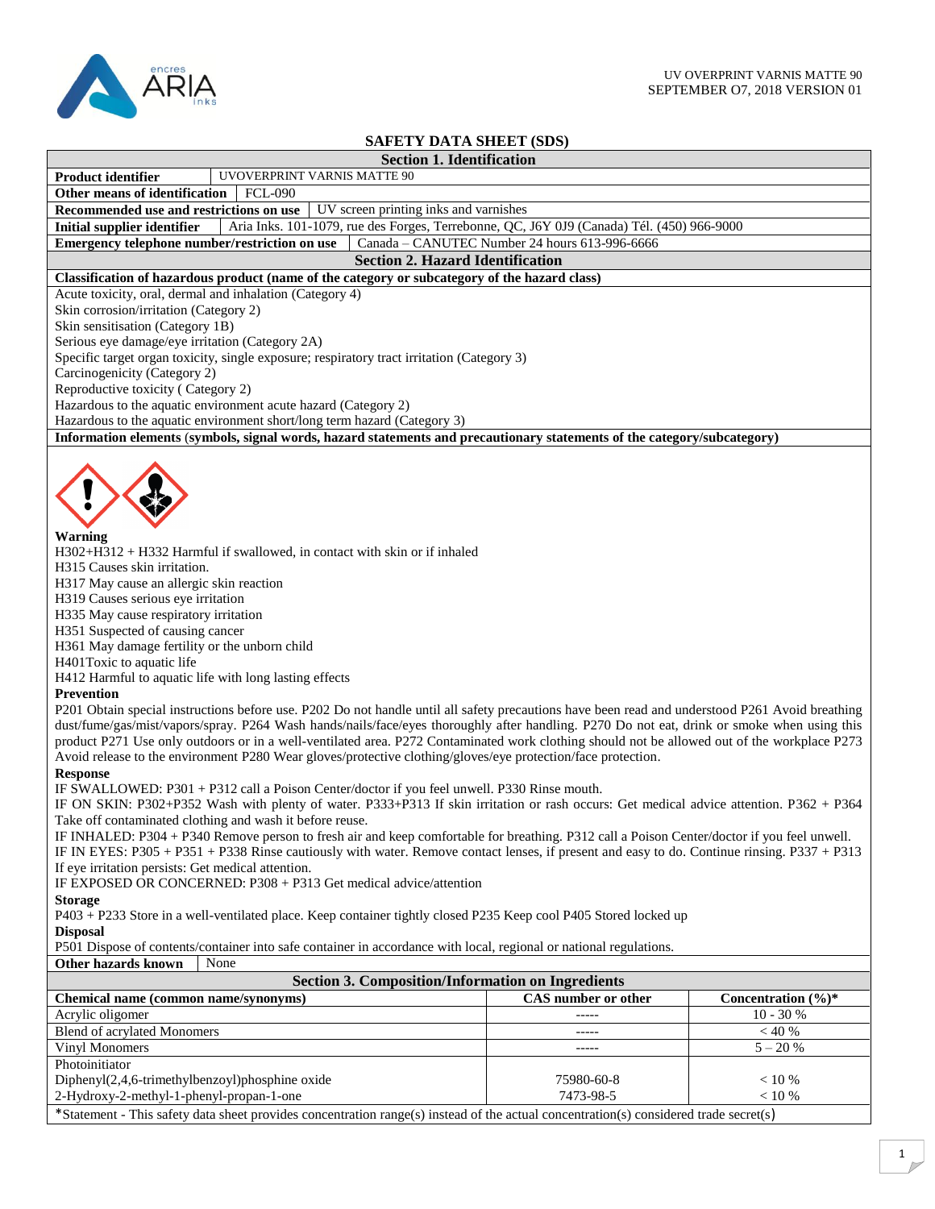UV OVERPRINT VARNIS MATTE 90
SEPTEMBER O7, 2018 VERSION 01

# SAFETY DATA SHEET (SDS)

## Section 1. Identification

| | |
|---|---|
| **Product identifier** | UVOVERPRINT VARNIS MATTE 90 |
| **Other means of identification** | FCL-090 |
| **Recommended use and restrictions on use** | UV screen printing inks and varnishes |
| **Initial supplier identifier** | Aria Inks. 101-1079, rue des Forges, Terrebonne, QC, J6Y 0J9 (Canada) Tél. (450) 966-9000 |
| **Emergency telephone number/restriction on use** | Canada – CANUTEC Number 24 hours 613-996-6666 |

## Section 2. Hazard Identification

**Classification of hazardous product (name of the category or subcategory of the hazard class)**

Acute toxicity, oral, dermal and inhalation (Category 4)
Skin corrosion/irritation (Category 2)
Skin sensitisation (Category 1B)
Serious eye damage/eye irritation (Category 2A)
Specific target organ toxicity, single exposure; respiratory tract irritation (Category 3)
Carcinogenicity (Category 2)
Reproductive toxicity ( Category 2)
Hazardous to the aquatic environment acute hazard (Category 2)
Hazardous to the aquatic environment short/long term hazard (Category 3)

**Information elements (symbols, signal words, hazard statements and precautionary statements of the category/subcategory)**

**Warning**

H302+H312 + H332 Harmful if swallowed, in contact with skin or if inhaled
H315 Causes skin irritation.
H317 May cause an allergic skin reaction
H319 Causes serious eye irritation
H335 May cause respiratory irritation
H351 Suspected of causing cancer
H361 May damage fertility or the unborn child
H401Toxic to aquatic life
H412 Harmful to aquatic life with long lasting effects

**Prevention**

P201 Obtain special instructions before use. P202 Do not handle until all safety precautions have been read and understood P261 Avoid breathing dust/fume/gas/mist/vapors/spray. P264 Wash hands/nails/face/eyes thoroughly after handling. P270 Do not eat, drink or smoke when using this product P271 Use only outdoors or in a well-ventilated area. P272 Contaminated work clothing should not be allowed out of the workplace P273 Avoid release to the environment P280 Wear gloves/protective clothing/gloves/eye protection/face protection.

**Response**

IF SWALLOWED: P301 + P312 call a Poison Center/doctor if you feel unwell. P330 Rinse mouth.
IF ON SKIN: P302+P352 Wash with plenty of water. P333+P313 If skin irritation or rash occurs: Get medical advice attention. P362 + P364 Take off contaminated clothing and wash it before reuse.
IF INHALED: P304 + P340 Remove person to fresh air and keep comfortable for breathing. P312 call a Poison Center/doctor if you feel unwell.
IF IN EYES: P305 + P351 + P338 Rinse cautiously with water. Remove contact lenses, if present and easy to do. Continue rinsing. P337 + P313 If eye irritation persists: Get medical attention.
IF EXPOSED OR CONCERNED: P308 + P313 Get medical advice/attention

**Storage**

P403 + P233 Store in a well-ventilated place. Keep container tightly closed P235 Keep cool P405 Stored locked up

**Disposal**

P501 Dispose of contents/container into safe container in accordance with local, regional or national regulations.

| | |
|---|---|
| **Other hazards known** | None |

## Section 3. Composition/Information on Ingredients

| Chemical name (common name/synonyms) | CAS number or other | Concentration (%)* |
|---|---|---|
| Acrylic oligomer | ----- | 10 - 30 % |
| Blend of acrylated Monomers | ----- | < 40 % |
| Vinyl Monomers | ----- | 5 – 20 % |
| Photoinitiator | | |
| Diphenyl(2,4,6-trimethylbenzoyl)phosphine oxide | 75980-60-8 | < 10 % |
| 2-Hydroxy-2-methyl-1-phenyl-propan-1-one | 7473-98-5 | < 10 % |

*Statement - This safety data sheet provides concentration range(s) instead of the actual concentration(s) considered trade secret(s)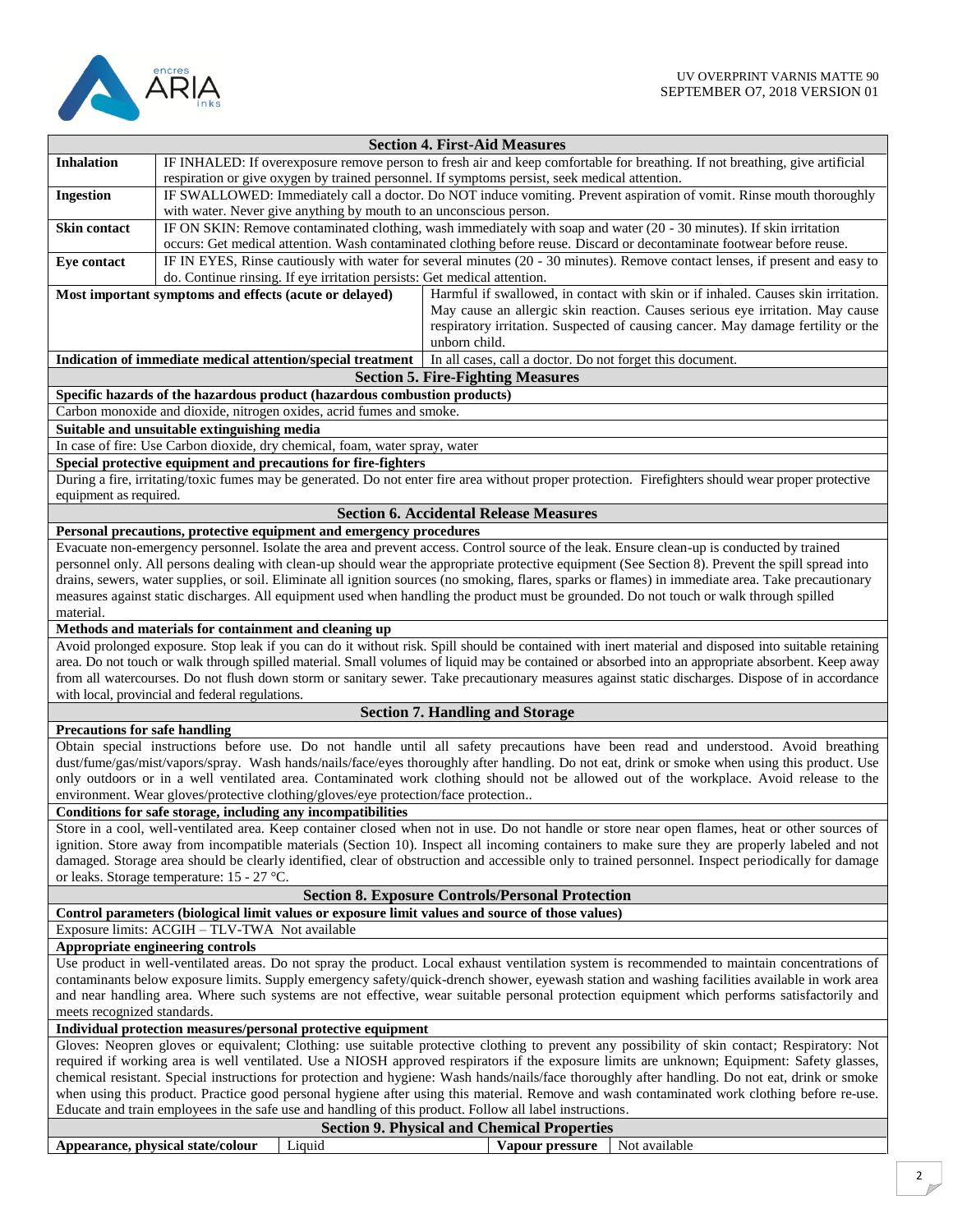## Section 4. First-Aid Measures

| | |
|---|---|
| **Inhalation** | IF INHALED: If overexposure remove person to fresh air and keep comfortable for breathing. If not breathing, give artificial respiration or give oxygen by trained personnel. If symptoms persist, seek medical attention. |
| **Ingestion** | IF SWALLOWED: Immediately call a doctor. Do NOT induce vomiting. Prevent aspiration of vomit. Rinse mouth thoroughly with water. Never give anything by mouth to an unconscious person. |
| **Skin contact** | IF ON SKIN: Remove contaminated clothing, wash immediately with soap and water (20 - 30 minutes). If skin irritation occurs: Get medical attention. Wash contaminated clothing before reuse. Discard or decontaminate footwear before reuse. |
| **Eye contact** | IF IN EYES, Rinse cautiously with water for several minutes (20 - 30 minutes). Remove contact lenses, if present and easy to do. Continue rinsing. If eye irritation persists: Get medical attention. |
| **Most important symptoms and effects (acute or delayed)** | Harmful if swallowed, in contact with skin or if inhaled. Causes skin irritation. May cause an allergic skin reaction. Causes serious eye irritation. May cause respiratory irritation. Suspected of causing cancer. May damage fertility or the unborn child. |
| **Indication of immediate medical attention/special treatment** | In all cases, call a doctor. Do not forget this document. |

## Section 5. Fire-Fighting Measures

**Specific hazards of the hazardous product (hazardous combustion products)**

Carbon monoxide and dioxide, nitrogen oxides, acrid fumes and smoke.

**Suitable and unsuitable extinguishing media**

In case of fire: Use Carbon dioxide, dry chemical, foam, water spray, water

**Special protective equipment and precautions for fire-fighters**

During a fire, irritating/toxic fumes may be generated. Do not enter fire area without proper protection. Firefighters should wear proper protective equipment as required.

## Section 6. Accidental Release Measures

**Personal precautions, protective equipment and emergency procedures**

Evacuate non-emergency personnel. Isolate the area and prevent access. Control source of the leak. Ensure clean-up is conducted by trained personnel only. All persons dealing with clean-up should wear the appropriate protective equipment (See Section 8). Prevent the spill spread into drains, sewers, water supplies, or soil. Eliminate all ignition sources (no smoking, flares, sparks or flames) in immediate area. Take precautionary measures against static discharges. All equipment used when handling the product must be grounded. Do not touch or walk through spilled material.

**Methods and materials for containment and cleaning up**

Avoid prolonged exposure. Stop leak if you can do it without risk. Spill should be contained with inert material and disposed into suitable retaining area. Do not touch or walk through spilled material. Small volumes of liquid may be contained or absorbed into an appropriate absorbent. Keep away from all watercourses. Do not flush down storm or sanitary sewer. Take precautionary measures against static discharges. Dispose of in accordance with local, provincial and federal regulations.

## Section 7. Handling and Storage

**Precautions for safe handling**

Obtain special instructions before use. Do not handle until all safety precautions have been read and understood. Avoid breathing dust/fume/gas/mist/vapors/spray. Wash hands/nails/face/eyes thoroughly after handling. Do not eat, drink or smoke when using this product. Use only outdoors or in a well ventilated area. Contaminated work clothing should not be allowed out of the workplace. Avoid release to the environment. Wear gloves/protective clothing/gloves/eye protection/face protection..

**Conditions for safe storage, including any incompatibilities**

Store in a cool, well-ventilated area. Keep container closed when not in use. Do not handle or store near open flames, heat or other sources of ignition. Store away from incompatible materials (Section 10). Inspect all incoming containers to make sure they are properly labeled and not damaged. Storage area should be clearly identified, clear of obstruction and accessible only to trained personnel. Inspect periodically for damage or leaks. Storage temperature: 15 - 27 °C.

## Section 8. Exposure Controls/Personal Protection

**Control parameters (biological limit values or exposure limit values and source of those values)**

Exposure limits: ACGIH – TLV-TWA Not available

**Appropriate engineering controls**

Use product in well-ventilated areas. Do not spray the product. Local exhaust ventilation system is recommended to maintain concentrations of contaminants below exposure limits. Supply emergency safety/quick-drench shower, eyewash station and washing facilities available in work area and near handling area. Where such systems are not effective, wear suitable personal protection equipment which performs satisfactorily and meets recognized standards.

**Individual protection measures/personal protective equipment**

Gloves: Neopren gloves or equivalent; Clothing: use suitable protective clothing to prevent any possibility of skin contact; Respiratory: Not required if working area is well ventilated. Use a NIOSH approved respirators if the exposure limits are unknown; Equipment: Safety glasses, chemical resistant. Special instructions for protection and hygiene: Wash hands/nails/face thoroughly after handling. Do not eat, drink or smoke when using this product. Practice good personal hygiene after using this material. Remove and wash contaminated work clothing before re-use. Educate and train employees in the safe use and handling of this product. Follow all label instructions.

## Section 9. Physical and Chemical Properties

| | | | |
|---|---|---|---|
| **Appearance, physical state/colour** | Liquid | **Vapour pressure** | Not available |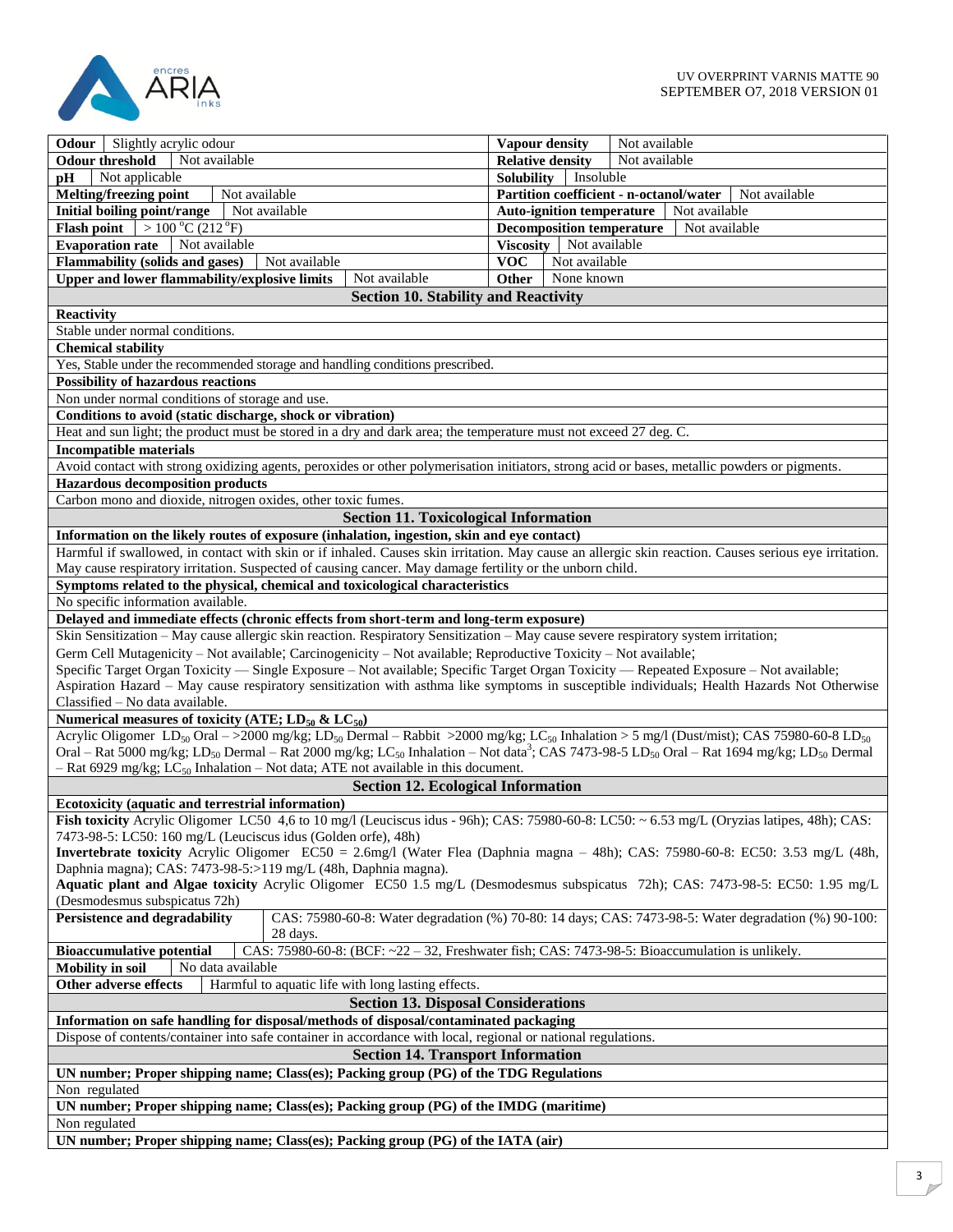| Property | Value | Property | Value |
|---|---|---|---|
| **Odour** | Slightly acrylic odour | **Vapour density** | Not available |
| **Odour threshold** | Not available | **Relative density** | Not available |
| **pH** | Not applicable | **Solubility** | Insoluble |
| **Melting/freezing point** | Not available | **Partition coefficient - n-octanol/water** | Not available |
| **Initial boiling point/range** | Not available | **Auto-ignition temperature** | Not available |
| **Flash point** | > 100 °C (212 °F) | **Decomposition temperature** | Not available |
| **Evaporation rate** | Not available | **Viscosity** | Not available |
| **Flammability (solids and gases)** | Not available | **VOC** | Not available |
| **Upper and lower flammability/explosive limits** | Not available | **Other** | None known |

## Section 10. Stability and Reactivity

**Reactivity**

Stable under normal conditions.

**Chemical stability**

Yes, Stable under the recommended storage and handling conditions prescribed.

**Possibility of hazardous reactions**

Non under normal conditions of storage and use.

**Conditions to avoid (static discharge, shock or vibration)**

Heat and sun light; the product must be stored in a dry and dark area; the temperature must not exceed 27 deg. C.

**Incompatible materials**

Avoid contact with strong oxidizing agents, peroxides or other polymerisation initiators, strong acid or bases, metallic powders or pigments.

**Hazardous decomposition products**

Carbon mono and dioxide, nitrogen oxides, other toxic fumes.

## Section 11. Toxicological Information

**Information on the likely routes of exposure (inhalation, ingestion, skin and eye contact)**

Harmful if swallowed, in contact with skin or if inhaled. Causes skin irritation. May cause an allergic skin reaction. Causes serious eye irritation. May cause respiratory irritation. Suspected of causing cancer. May damage fertility or the unborn child.

**Symptoms related to the physical, chemical and toxicological characteristics**

No specific information available.

**Delayed and immediate effects (chronic effects from short-term and long-term exposure)**

Skin Sensitization – May cause allergic skin reaction. Respiratory Sensitization – May cause severe respiratory system irritation;

Germ Cell Mutagenicity – Not available; Carcinogenicity – Not available; Reproductive Toxicity – Not available;

Specific Target Organ Toxicity — Single Exposure – Not available; Specific Target Organ Toxicity — Repeated Exposure – Not available;

Aspiration Hazard – May cause respiratory sensitization with asthma like symptoms in susceptible individuals; Health Hazards Not Otherwise Classified – No data available.

**Numerical measures of toxicity (ATE; $LD_{50}$ & $LC_{50}$)**

Acrylic Oligomer $LD_{50}$ Oral – >2000 mg/kg; $LD_{50}$ Dermal – Rabbit >2000 mg/kg; $LC_{50}$ Inhalation > 5 mg/l (Dust/mist); CAS 75980-60-8 $LD_{50}$ Oral – Rat 5000 mg/kg; $LD_{50}$ Dermal – Rat 2000 mg/kg; $LC_{50}$ Inhalation – Not data[3]; CAS 7473-98-5 $LD_{50}$ Oral – Rat 1694 mg/kg; $LD_{50}$ Dermal – Rat 6929 mg/kg; $LC_{50}$ Inhalation – Not data; ATE not available in this document.

## Section 12. Ecological Information

**Ecotoxicity (aquatic and terrestrial information)**

**Fish toxicity** Acrylic Oligomer LC50 4,6 to 10 mg/l (Leuciscus idus - 96h); CAS: 75980-60-8: LC50: ~ 6.53 mg/L (Oryzias latipes, 48h); CAS: 7473-98-5: LC50: 160 mg/L (Leuciscus idus (Golden orfe), 48h)

**Invertebrate toxicity** Acrylic Oligomer EC50 = 2.6mg/l (Water Flea (Daphnia magna – 48h); CAS: 75980-60-8: EC50: 3.53 mg/L (48h, Daphnia magna); CAS: 7473-98-5:>119 mg/L (48h, Daphnia magna).

**Aquatic plant and Algae toxicity** Acrylic Oligomer EC50 1.5 mg/L (Desmodesmus subspicatus 72h); CAS: 7473-98-5: EC50: 1.95 mg/L (Desmodesmus subspicatus 72h)

| | |
|---|---|
| **Persistence and degradability** | CAS: 75980-60-8: Water degradation (%) 70-80: 14 days; CAS: 7473-98-5: Water degradation (%) 90-100: 28 days. |
| **Bioaccumulative potential** | CAS: 75980-60-8: (BCF: ~22 – 32, Freshwater fish; CAS: 7473-98-5: Bioaccumulation is unlikely. |
| **Mobility in soil** | No data available |
| **Other adverse effects** | Harmful to aquatic life with long lasting effects. |

## Section 13. Disposal Considerations

**Information on safe handling for disposal/methods of disposal/contaminated packaging**

Dispose of contents/container into safe container in accordance with local, regional or national regulations.

## Section 14. Transport Information

**UN number; Proper shipping name; Class(es); Packing group (PG) of the TDG Regulations**

Non regulated

**UN number; Proper shipping name; Class(es); Packing group (PG) of the IMDG (maritime)**

Non regulated

**UN number; Proper shipping name; Class(es); Packing group (PG) of the IATA (air)**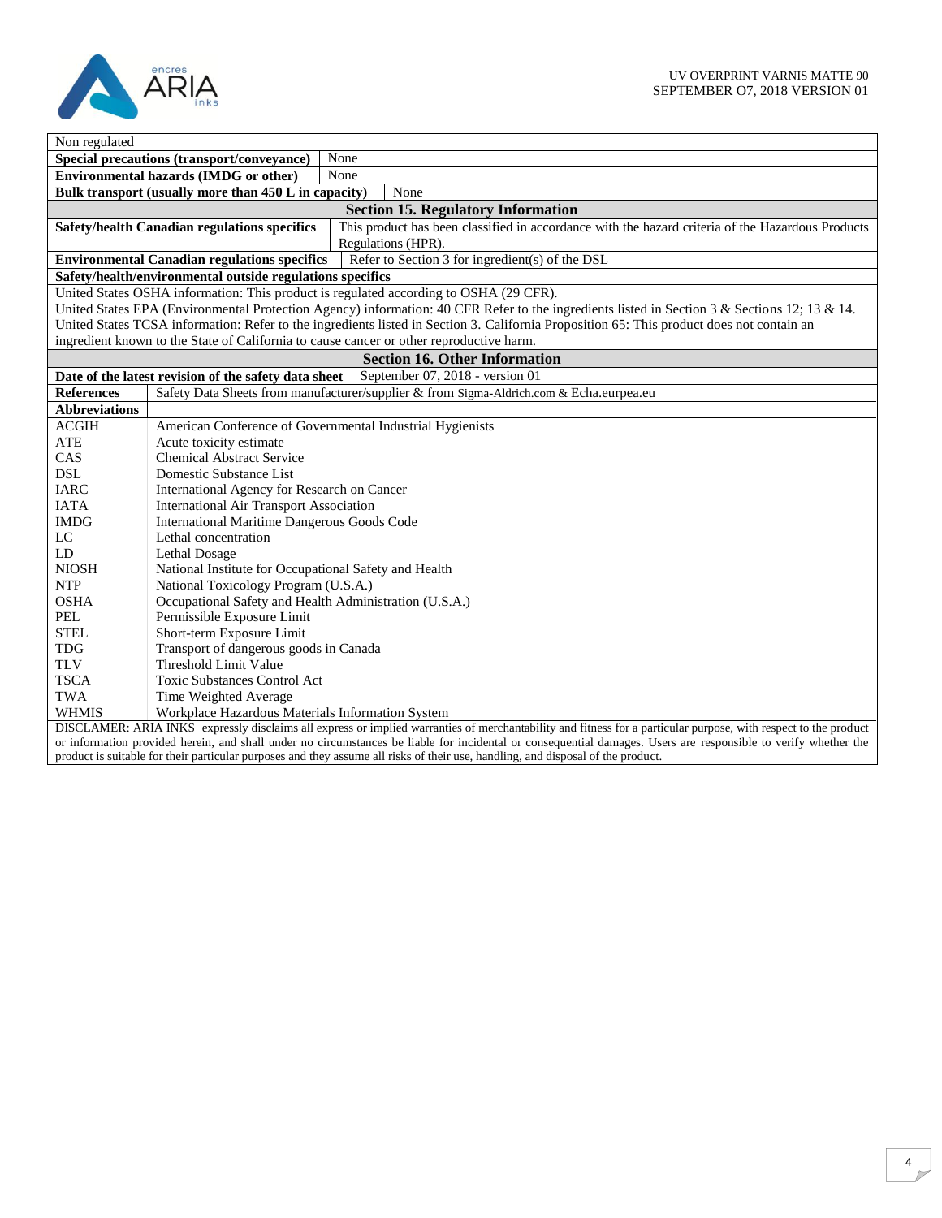Non regulated

| | |
|---|---|
| **Special precautions (transport/conveyance)** | None |
| **Environmental hazards (IMDG or other)** | None |
| **Bulk transport (usually more than 450 L in capacity)** | None |

## Section 15. Regulatory Information

| | |
|---|---|
| **Safety/health Canadian regulations specifics** | This product has been classified in accordance with the hazard criteria of the Hazardous Products Regulations (HPR). |
| **Environmental Canadian regulations specifics** | Refer to Section 3 for ingredient(s) of the DSL |

**Safety/health/environmental outside regulations specifics**

United States OSHA information: This product is regulated according to OSHA (29 CFR).
United States EPA (Environmental Protection Agency) information: 40 CFR Refer to the ingredients listed in Section 3 & Sections 12; 13 & 14.
United States TCSA information: Refer to the ingredients listed in Section 3. California Proposition 65: This product does not contain an ingredient known to the State of California to cause cancer or other reproductive harm.

## Section 16. Other Information

| | |
|---|---|
| **Date of the latest revision of the safety data sheet** | September 07, 2018 - version 01 |
| **References** | Safety Data Sheets from manufacturer/supplier & from Sigma-Aldrich.com & Echa.eurpea.eu |

| **Abbreviations** | |
|---|---|
| ACGIH | American Conference of Governmental Industrial Hygienists |
| ATE | Acute toxicity estimate |
| CAS | Chemical Abstract Service |
| DSL | Domestic Substance List |
| IARC | International Agency for Research on Cancer |
| IATA | International Air Transport Association |
| IMDG | International Maritime Dangerous Goods Code |
| LC | Lethal concentration |
| LD | Lethal Dosage |
| NIOSH | National Institute for Occupational Safety and Health |
| NTP | National Toxicology Program (U.S.A.) |
| OSHA | Occupational Safety and Health Administration (U.S.A.) |
| PEL | Permissible Exposure Limit |
| STEL | Short-term Exposure Limit |
| TDG | Transport of dangerous goods in Canada |
| TLV | Threshold Limit Value |
| TSCA | Toxic Substances Control Act |
| TWA | Time Weighted Average |
| WHMIS | Workplace Hazardous Materials Information System |

DISCLAMER: ARIA INKS expressly disclaims all express or implied warranties of merchantability and fitness for a particular purpose, with respect to the product or information provided herein, and shall under no circumstances be liable for incidental or consequential damages. Users are responsible to verify whether the product is suitable for their particular purposes and they assume all risks of their use, handling, and disposal of the product.